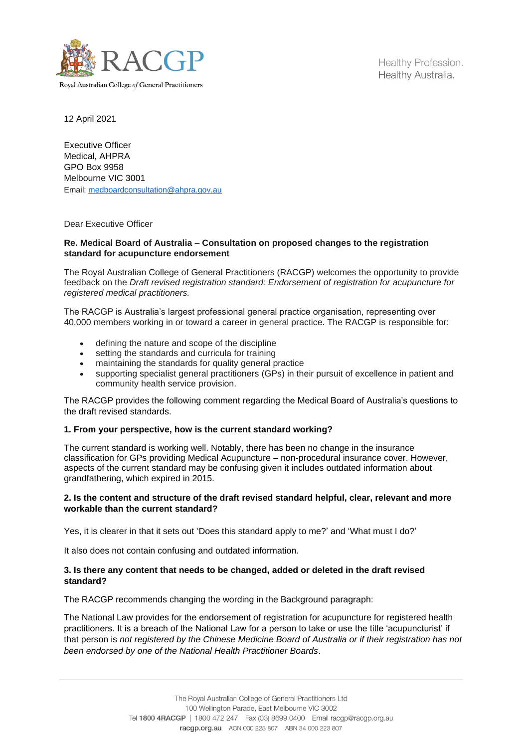Royal Australian College *of* General Practitioners

Healthy Profession.
Healthy Australia.

12 April 2021

Executive Officer
Medical, AHPRA
GPO Box 9958
Melbourne VIC 3001
Email: medboardconsultation@ahpra.gov.au

Dear Executive Officer

**Re. Medical Board of Australia – Consultation on proposed changes to the registration standard for acupuncture endorsement**

The Royal Australian College of General Practitioners (RACGP) welcomes the opportunity to provide feedback on the *Draft revised registration standard: Endorsement of registration for acupuncture for registered medical practitioners.*

The RACGP is Australia's largest professional general practice organisation, representing over 40,000 members working in or toward a career in general practice. The RACGP is responsible for:

- defining the nature and scope of the discipline
- setting the standards and curricula for training
- maintaining the standards for quality general practice
- supporting specialist general practitioners (GPs) in their pursuit of excellence in patient and community health service provision.

The RACGP provides the following comment regarding the Medical Board of Australia's questions to the draft revised standards.

**1. From your perspective, how is the current standard working?**

The current standard is working well. Notably, there has been no change in the insurance classification for GPs providing Medical Acupuncture – non-procedural insurance cover. However, aspects of the current standard may be confusing given it includes outdated information about grandfathering, which expired in 2015.

**2. Is the content and structure of the draft revised standard helpful, clear, relevant and more workable than the current standard?**

Yes, it is clearer in that it sets out 'Does this standard apply to me?' and 'What must I do?'

It also does not contain confusing and outdated information.

**3. Is there any content that needs to be changed, added or deleted in the draft revised standard?**

The RACGP recommends changing the wording in the Background paragraph:

The National Law provides for the endorsement of registration for acupuncture for registered health practitioners. It is a breach of the National Law for a person to take or use the title 'acupuncturist' if that person is *not registered by the Chinese Medicine Board of Australia or if their registration has not been endorsed by one of the National Health Practitioner Boards*.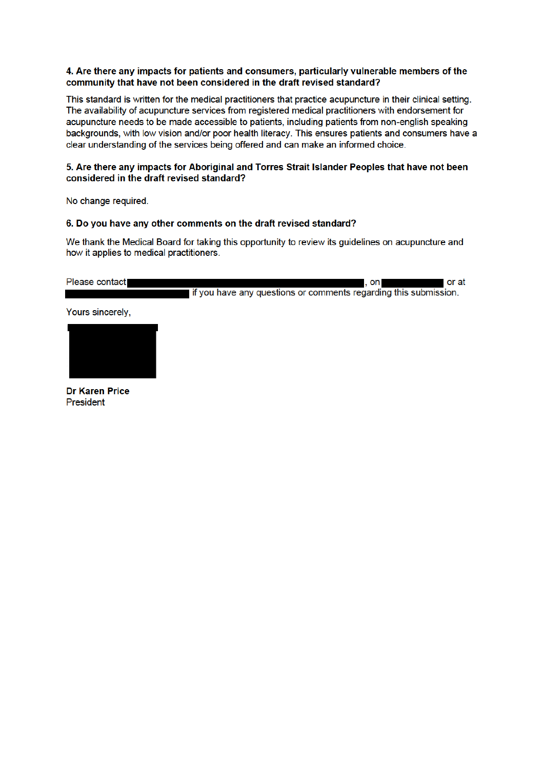**4. Are there any impacts for patients and consumers, particularly vulnerable members of the community that have not been considered in the draft revised standard?**

This standard is written for the medical practitioners that practice acupuncture in their clinical setting. The availability of acupuncture services from registered medical practitioners with endorsement for acupuncture needs to be made accessible to patients, including patients from non-english speaking backgrounds, with low vision and/or poor health literacy. This ensures patients and consumers have a clear understanding of the services being offered and can make an informed choice.

**5. Are there any impacts for Aboriginal and Torres Strait Islander Peoples that have not been considered in the draft revised standard?**

No change required.

**6. Do you have any other comments on the draft revised standard?**

We thank the Medical Board for taking this opportunity to review its guidelines on acupuncture and how it applies to medical practitioners.

Please contact [redacted], on [redacted] or at [redacted] if you have any questions or comments regarding this submission.

Yours sincerely,

[redacted]

**Dr Karen Price**
President